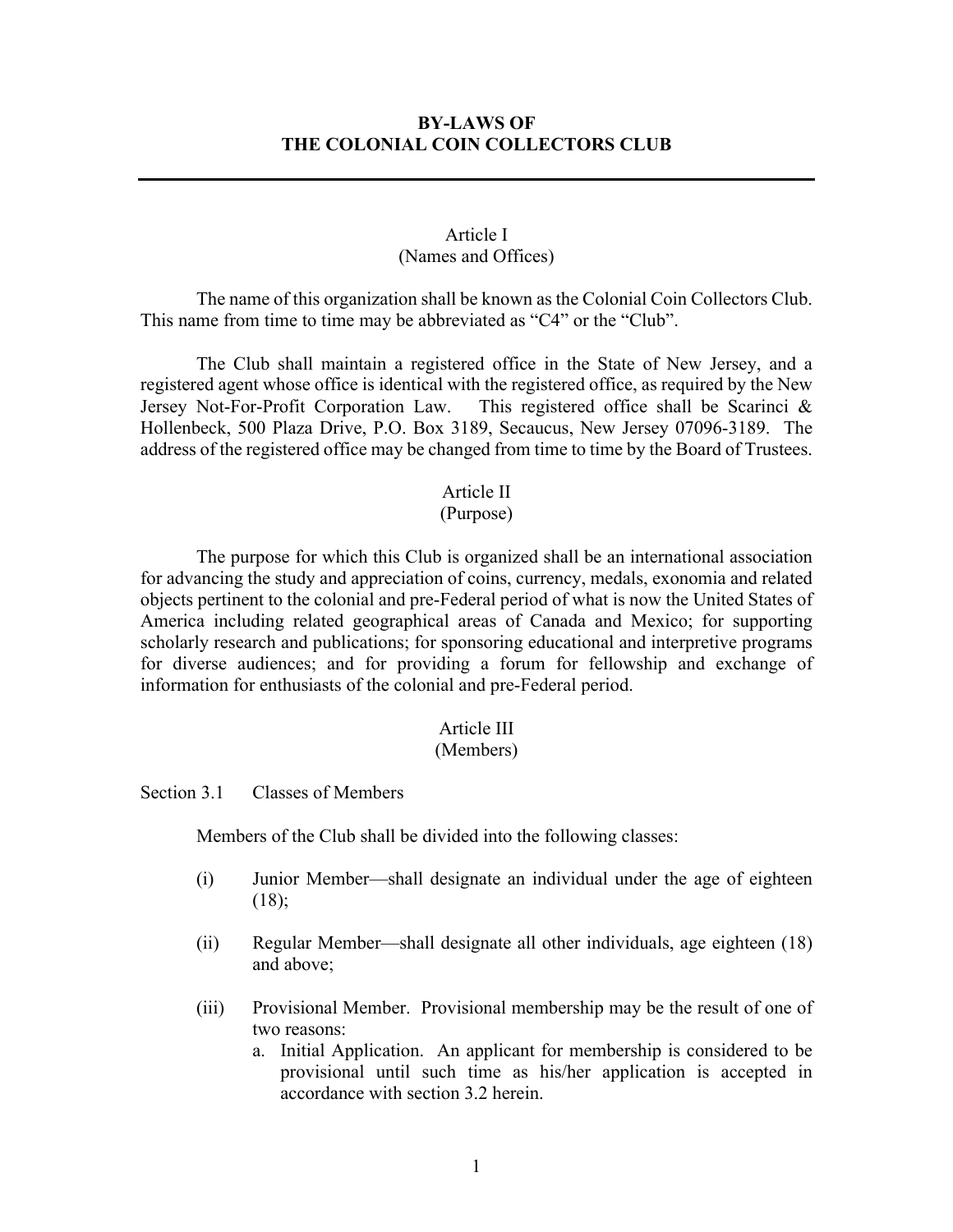# BY-LAWS OF THE COLONIAL COIN COLLECTORS CLUB

---

## Article I
## (Names and Offices)

The name of this organization shall be known as the Colonial Coin Collectors Club. This name from time to time may be abbreviated as "C4" or the "Club".

The Club shall maintain a registered office in the State of New Jersey, and a registered agent whose office is identical with the registered office, as required by the New Jersey Not-For-Profit Corporation Law. This registered office shall be Scarinci & Hollenbeck, 500 Plaza Drive, P.O. Box 3189, Secaucus, New Jersey 07096-3189. The address of the registered office may be changed from time to time by the Board of Trustees.

## Article II
## (Purpose)

The purpose for which this Club is organized shall be an international association for advancing the study and appreciation of coins, currency, medals, exonomia and related objects pertinent to the colonial and pre-Federal period of what is now the United States of America including related geographical areas of Canada and Mexico; for supporting scholarly research and publications; for sponsoring educational and interpretive programs for diverse audiences; and for providing a forum for fellowship and exchange of information for enthusiasts of the colonial and pre-Federal period.

## Article III
## (Members)

### Section 3.1 Classes of Members

Members of the Club shall be divided into the following classes:

(i) Junior Member—shall designate an individual under the age of eighteen (18);

(ii) Regular Member—shall designate all other individuals, age eighteen (18) and above;

(iii) Provisional Member. Provisional membership may be the result of one of two reasons:

a. Initial Application. An applicant for membership is considered to be provisional until such time as his/her application is accepted in accordance with section 3.2 herein.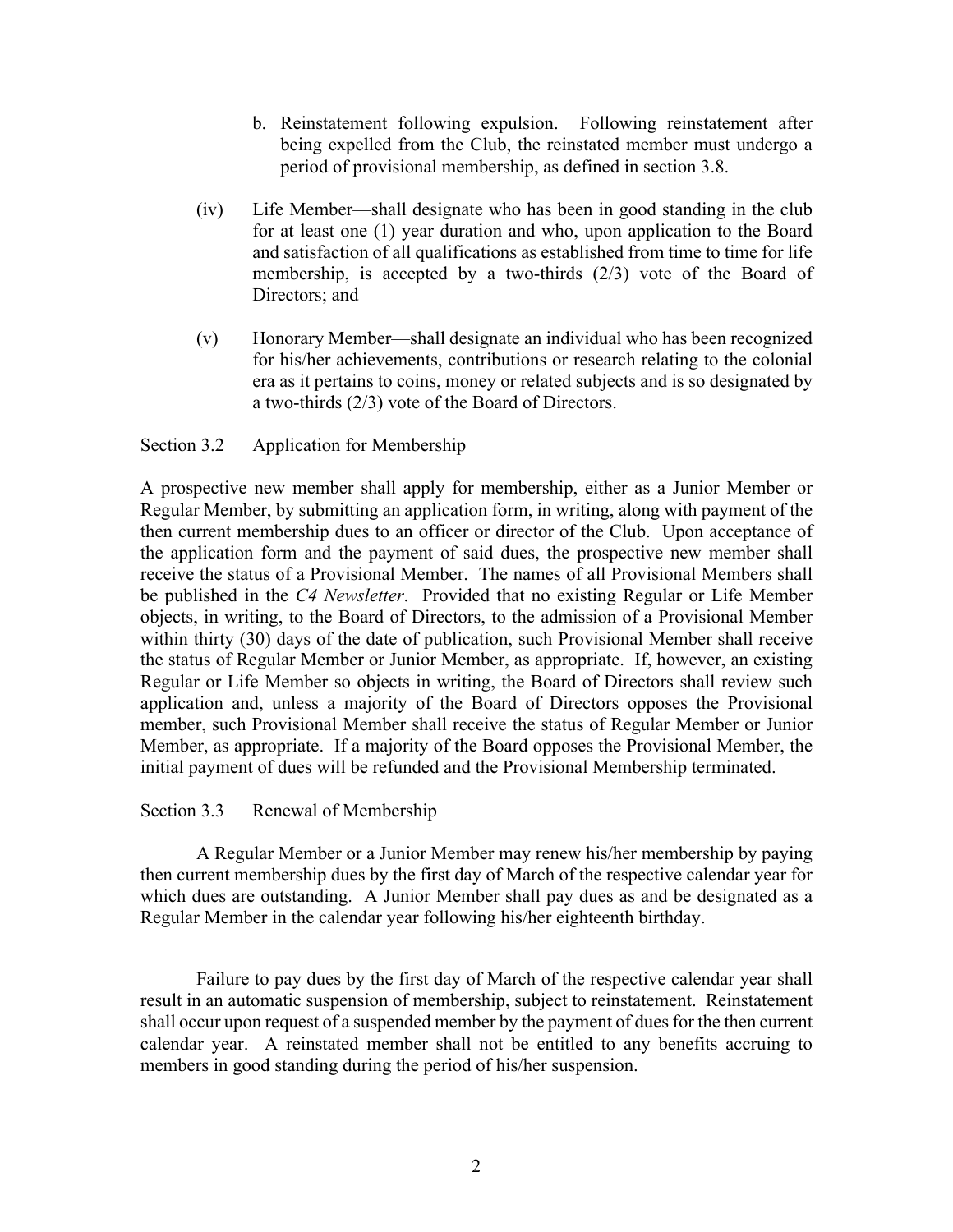b. Reinstatement following expulsion. Following reinstatement after being expelled from the Club, the reinstated member must undergo a period of provisional membership, as defined in section 3.8.

(iv) Life Member—shall designate who has been in good standing in the club for at least one (1) year duration and who, upon application to the Board and satisfaction of all qualifications as established from time to time for life membership, is accepted by a two-thirds (2/3) vote of the Board of Directors; and

(v) Honorary Member—shall designate an individual who has been recognized for his/her achievements, contributions or research relating to the colonial era as it pertains to coins, money or related subjects and is so designated by a two-thirds (2/3) vote of the Board of Directors.

Section 3.2 Application for Membership

A prospective new member shall apply for membership, either as a Junior Member or Regular Member, by submitting an application form, in writing, along with payment of the then current membership dues to an officer or director of the Club. Upon acceptance of the application form and the payment of said dues, the prospective new member shall receive the status of a Provisional Member. The names of all Provisional Members shall be published in the *C4 Newsletter*. Provided that no existing Regular or Life Member objects, in writing, to the Board of Directors, to the admission of a Provisional Member within thirty (30) days of the date of publication, such Provisional Member shall receive the status of Regular Member or Junior Member, as appropriate. If, however, an existing Regular or Life Member so objects in writing, the Board of Directors shall review such application and, unless a majority of the Board of Directors opposes the Provisional member, such Provisional Member shall receive the status of Regular Member or Junior Member, as appropriate. If a majority of the Board opposes the Provisional Member, the initial payment of dues will be refunded and the Provisional Membership terminated.

Section 3.3 Renewal of Membership

A Regular Member or a Junior Member may renew his/her membership by paying then current membership dues by the first day of March of the respective calendar year for which dues are outstanding. A Junior Member shall pay dues as and be designated as a Regular Member in the calendar year following his/her eighteenth birthday.

Failure to pay dues by the first day of March of the respective calendar year shall result in an automatic suspension of membership, subject to reinstatement. Reinstatement shall occur upon request of a suspended member by the payment of dues for the then current calendar year. A reinstated member shall not be entitled to any benefits accruing to members in good standing during the period of his/her suspension.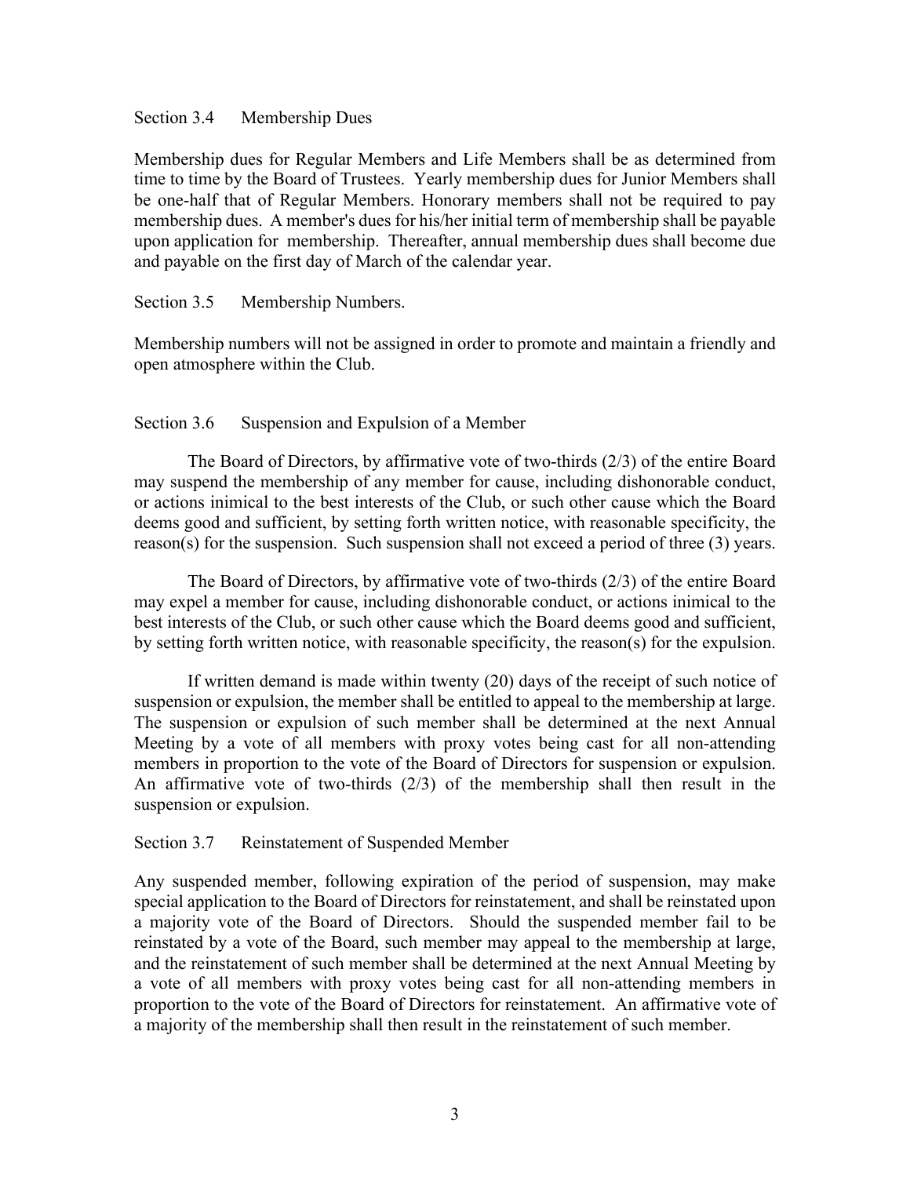### Section 3.4 Membership Dues

Membership dues for Regular Members and Life Members shall be as determined from time to time by the Board of Trustees. Yearly membership dues for Junior Members shall be one-half that of Regular Members. Honorary members shall not be required to pay membership dues. A member's dues for his/her initial term of membership shall be payable upon application for membership. Thereafter, annual membership dues shall become due and payable on the first day of March of the calendar year.

### Section 3.5 Membership Numbers.

Membership numbers will not be assigned in order to promote and maintain a friendly and open atmosphere within the Club.

### Section 3.6 Suspension and Expulsion of a Member

The Board of Directors, by affirmative vote of two-thirds (2/3) of the entire Board may suspend the membership of any member for cause, including dishonorable conduct, or actions inimical to the best interests of the Club, or such other cause which the Board deems good and sufficient, by setting forth written notice, with reasonable specificity, the reason(s) for the suspension. Such suspension shall not exceed a period of three (3) years.

The Board of Directors, by affirmative vote of two-thirds (2/3) of the entire Board may expel a member for cause, including dishonorable conduct, or actions inimical to the best interests of the Club, or such other cause which the Board deems good and sufficient, by setting forth written notice, with reasonable specificity, the reason(s) for the expulsion.

If written demand is made within twenty (20) days of the receipt of such notice of suspension or expulsion, the member shall be entitled to appeal to the membership at large. The suspension or expulsion of such member shall be determined at the next Annual Meeting by a vote of all members with proxy votes being cast for all non-attending members in proportion to the vote of the Board of Directors for suspension or expulsion. An affirmative vote of two-thirds (2/3) of the membership shall then result in the suspension or expulsion.

### Section 3.7 Reinstatement of Suspended Member

Any suspended member, following expiration of the period of suspension, may make special application to the Board of Directors for reinstatement, and shall be reinstated upon a majority vote of the Board of Directors. Should the suspended member fail to be reinstated by a vote of the Board, such member may appeal to the membership at large, and the reinstatement of such member shall be determined at the next Annual Meeting by a vote of all members with proxy votes being cast for all non-attending members in proportion to the vote of the Board of Directors for reinstatement. An affirmative vote of a majority of the membership shall then result in the reinstatement of such member.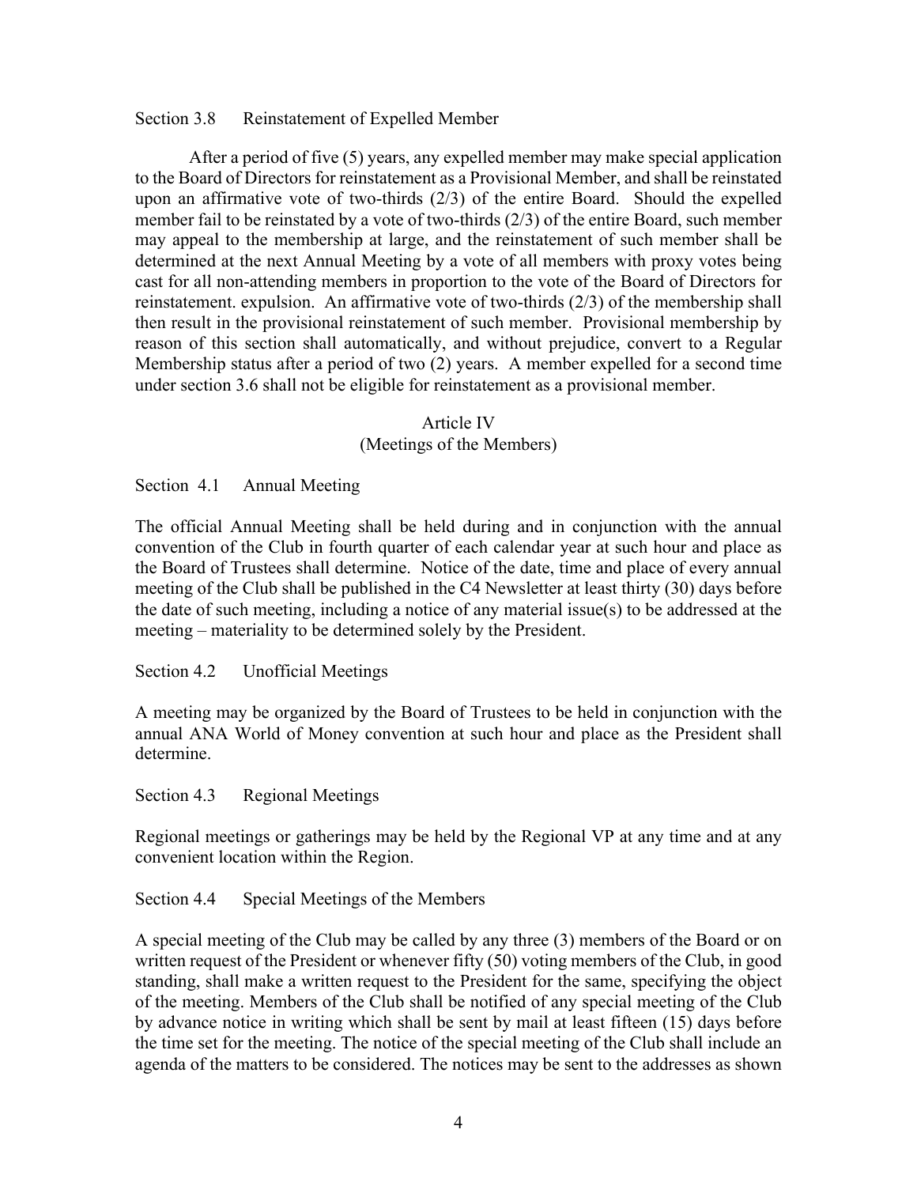Section 3.8 Reinstatement of Expelled Member

After a period of five (5) years, any expelled member may make special application to the Board of Directors for reinstatement as a Provisional Member, and shall be reinstated upon an affirmative vote of two-thirds (2/3) of the entire Board. Should the expelled member fail to be reinstated by a vote of two-thirds (2/3) of the entire Board, such member may appeal to the membership at large, and the reinstatement of such member shall be determined at the next Annual Meeting by a vote of all members with proxy votes being cast for all non-attending members in proportion to the vote of the Board of Directors for reinstatement. expulsion. An affirmative vote of two-thirds (2/3) of the membership shall then result in the provisional reinstatement of such member. Provisional membership by reason of this section shall automatically, and without prejudice, convert to a Regular Membership status after a period of two (2) years. A member expelled for a second time under section 3.6 shall not be eligible for reinstatement as a provisional member.

## Article IV
## (Meetings of the Members)

Section 4.1 Annual Meeting

The official Annual Meeting shall be held during and in conjunction with the annual convention of the Club in fourth quarter of each calendar year at such hour and place as the Board of Trustees shall determine. Notice of the date, time and place of every annual meeting of the Club shall be published in the C4 Newsletter at least thirty (30) days before the date of such meeting, including a notice of any material issue(s) to be addressed at the meeting – materiality to be determined solely by the President.

Section 4.2 Unofficial Meetings

A meeting may be organized by the Board of Trustees to be held in conjunction with the annual ANA World of Money convention at such hour and place as the President shall determine.

Section 4.3 Regional Meetings

Regional meetings or gatherings may be held by the Regional VP at any time and at any convenient location within the Region.

Section 4.4 Special Meetings of the Members

A special meeting of the Club may be called by any three (3) members of the Board or on written request of the President or whenever fifty (50) voting members of the Club, in good standing, shall make a written request to the President for the same, specifying the object of the meeting. Members of the Club shall be notified of any special meeting of the Club by advance notice in writing which shall be sent by mail at least fifteen (15) days before the time set for the meeting. The notice of the special meeting of the Club shall include an agenda of the matters to be considered. The notices may be sent to the addresses as shown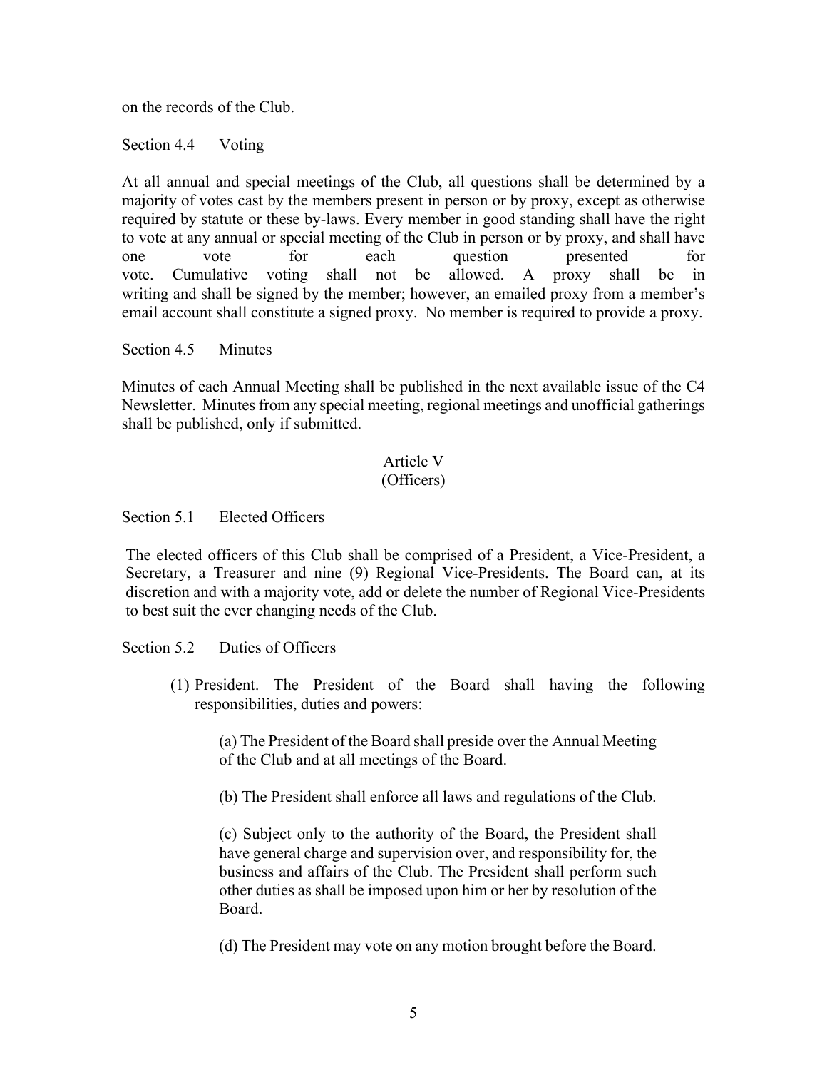on the records of the Club.

Section 4.4 Voting

At all annual and special meetings of the Club, all questions shall be determined by a majority of votes cast by the members present in person or by proxy, except as otherwise required by statute or these by-laws. Every member in good standing shall have the right to vote at any annual or special meeting of the Club in person or by proxy, and shall have one vote for each question presented for vote. Cumulative voting shall not be allowed. A proxy shall be in writing and shall be signed by the member; however, an emailed proxy from a member's email account shall constitute a signed proxy. No member is required to provide a proxy.

Section 4.5 Minutes

Minutes of each Annual Meeting shall be published in the next available issue of the C4 Newsletter. Minutes from any special meeting, regional meetings and unofficial gatherings shall be published, only if submitted.

## Article V
## (Officers)

Section 5.1 Elected Officers

The elected officers of this Club shall be comprised of a President, a Vice-President, a Secretary, a Treasurer and nine (9) Regional Vice-Presidents. The Board can, at its discretion and with a majority vote, add or delete the number of Regional Vice-Presidents to best suit the ever changing needs of the Club.

Section 5.2 Duties of Officers

(1) President. The President of the Board shall having the following responsibilities, duties and powers:

(a) The President of the Board shall preside over the Annual Meeting of the Club and at all meetings of the Board.

(b) The President shall enforce all laws and regulations of the Club.

(c) Subject only to the authority of the Board, the President shall have general charge and supervision over, and responsibility for, the business and affairs of the Club. The President shall perform such other duties as shall be imposed upon him or her by resolution of the Board.

(d) The President may vote on any motion brought before the Board.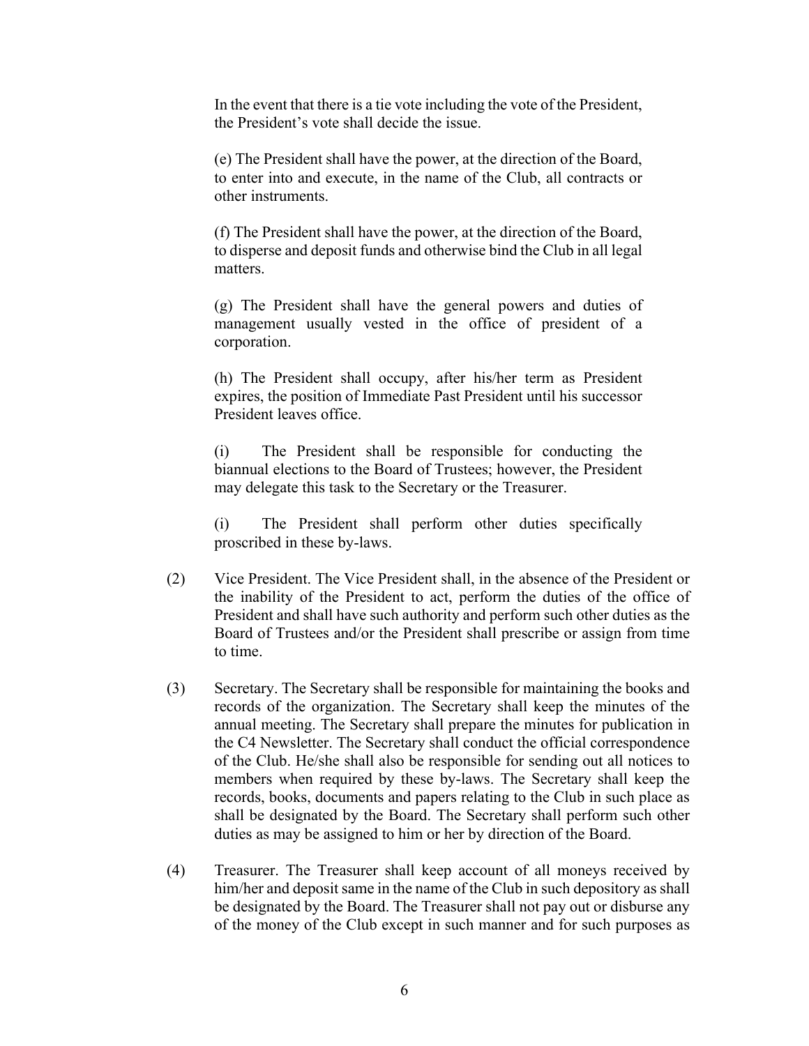In the event that there is a tie vote including the vote of the President, the President's vote shall decide the issue.

(e) The President shall have the power, at the direction of the Board, to enter into and execute, in the name of the Club, all contracts or other instruments.

(f) The President shall have the power, at the direction of the Board, to disperse and deposit funds and otherwise bind the Club in all legal matters.

(g) The President shall have the general powers and duties of management usually vested in the office of president of a corporation.

(h) The President shall occupy, after his/her term as President expires, the position of Immediate Past President until his successor President leaves office.

(i) The President shall be responsible for conducting the biannual elections to the Board of Trustees; however, the President may delegate this task to the Secretary or the Treasurer.

(i) The President shall perform other duties specifically proscribed in these by-laws.

(2) Vice President. The Vice President shall, in the absence of the President or the inability of the President to act, perform the duties of the office of President and shall have such authority and perform such other duties as the Board of Trustees and/or the President shall prescribe or assign from time to time.

(3) Secretary. The Secretary shall be responsible for maintaining the books and records of the organization. The Secretary shall keep the minutes of the annual meeting. The Secretary shall prepare the minutes for publication in the C4 Newsletter. The Secretary shall conduct the official correspondence of the Club. He/she shall also be responsible for sending out all notices to members when required by these by-laws. The Secretary shall keep the records, books, documents and papers relating to the Club in such place as shall be designated by the Board. The Secretary shall perform such other duties as may be assigned to him or her by direction of the Board.

(4) Treasurer. The Treasurer shall keep account of all moneys received by him/her and deposit same in the name of the Club in such depository as shall be designated by the Board. The Treasurer shall not pay out or disburse any of the money of the Club except in such manner and for such purposes as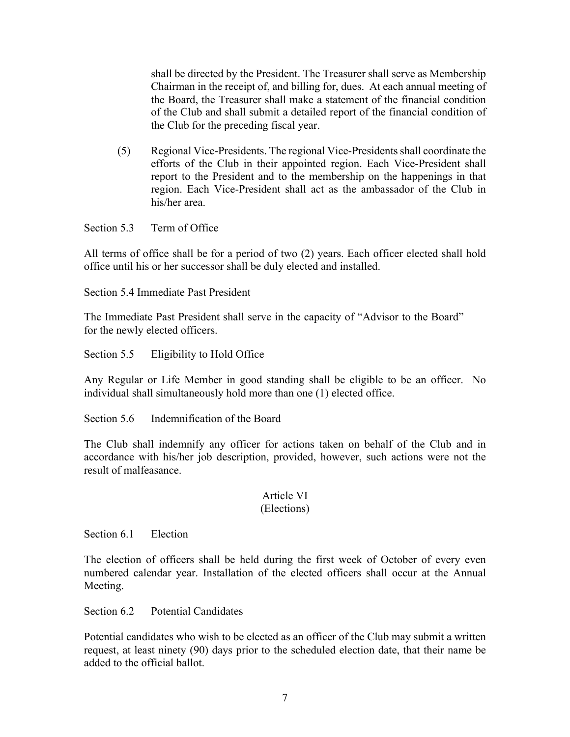shall be directed by the President. The Treasurer shall serve as Membership Chairman in the receipt of, and billing for, dues. At each annual meeting of the Board, the Treasurer shall make a statement of the financial condition of the Club and shall submit a detailed report of the financial condition of the Club for the preceding fiscal year.

(5) Regional Vice-Presidents. The regional Vice-Presidents shall coordinate the efforts of the Club in their appointed region. Each Vice-President shall report to the President and to the membership on the happenings in that region. Each Vice-President shall act as the ambassador of the Club in his/her area.

Section 5.3 Term of Office

All terms of office shall be for a period of two (2) years. Each officer elected shall hold office until his or her successor shall be duly elected and installed.

Section 5.4 Immediate Past President

The Immediate Past President shall serve in the capacity of "Advisor to the Board" for the newly elected officers.

Section 5.5 Eligibility to Hold Office

Any Regular or Life Member in good standing shall be eligible to be an officer. No individual shall simultaneously hold more than one (1) elected office.

Section 5.6 Indemnification of the Board

The Club shall indemnify any officer for actions taken on behalf of the Club and in accordance with his/her job description, provided, however, such actions were not the result of malfeasance.

## Article VI
## (Elections)

Section 6.1 Election

The election of officers shall be held during the first week of October of every even numbered calendar year. Installation of the elected officers shall occur at the Annual Meeting.

Section 6.2 Potential Candidates

Potential candidates who wish to be elected as an officer of the Club may submit a written request, at least ninety (90) days prior to the scheduled election date, that their name be added to the official ballot.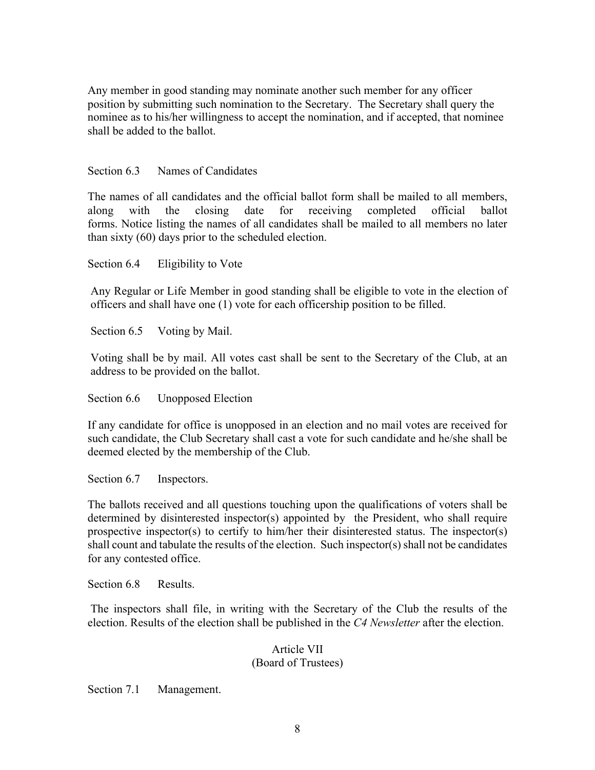Any member in good standing may nominate another such member for any officer position by submitting such nomination to the Secretary. The Secretary shall query the nominee as to his/her willingness to accept the nomination, and if accepted, that nominee shall be added to the ballot.

Section 6.3 Names of Candidates

The names of all candidates and the official ballot form shall be mailed to all members, along with the closing date for receiving completed official ballot forms. Notice listing the names of all candidates shall be mailed to all members no later than sixty (60) days prior to the scheduled election.

Section 6.4 Eligibility to Vote

Any Regular or Life Member in good standing shall be eligible to vote in the election of officers and shall have one (1) vote for each officership position to be filled.

Section 6.5 Voting by Mail.

Voting shall be by mail. All votes cast shall be sent to the Secretary of the Club, at an address to be provided on the ballot.

Section 6.6 Unopposed Election

If any candidate for office is unopposed in an election and no mail votes are received for such candidate, the Club Secretary shall cast a vote for such candidate and he/she shall be deemed elected by the membership of the Club.

Section 6.7 Inspectors.

The ballots received and all questions touching upon the qualifications of voters shall be determined by disinterested inspector(s) appointed by the President, who shall require prospective inspector(s) to certify to him/her their disinterested status. The inspector(s) shall count and tabulate the results of the election. Such inspector(s) shall not be candidates for any contested office.

Section 6.8 Results.

The inspectors shall file, in writing with the Secretary of the Club the results of the election. Results of the election shall be published in the *C4 Newsletter* after the election.

## Article VII
## (Board of Trustees)

Section 7.1 Management.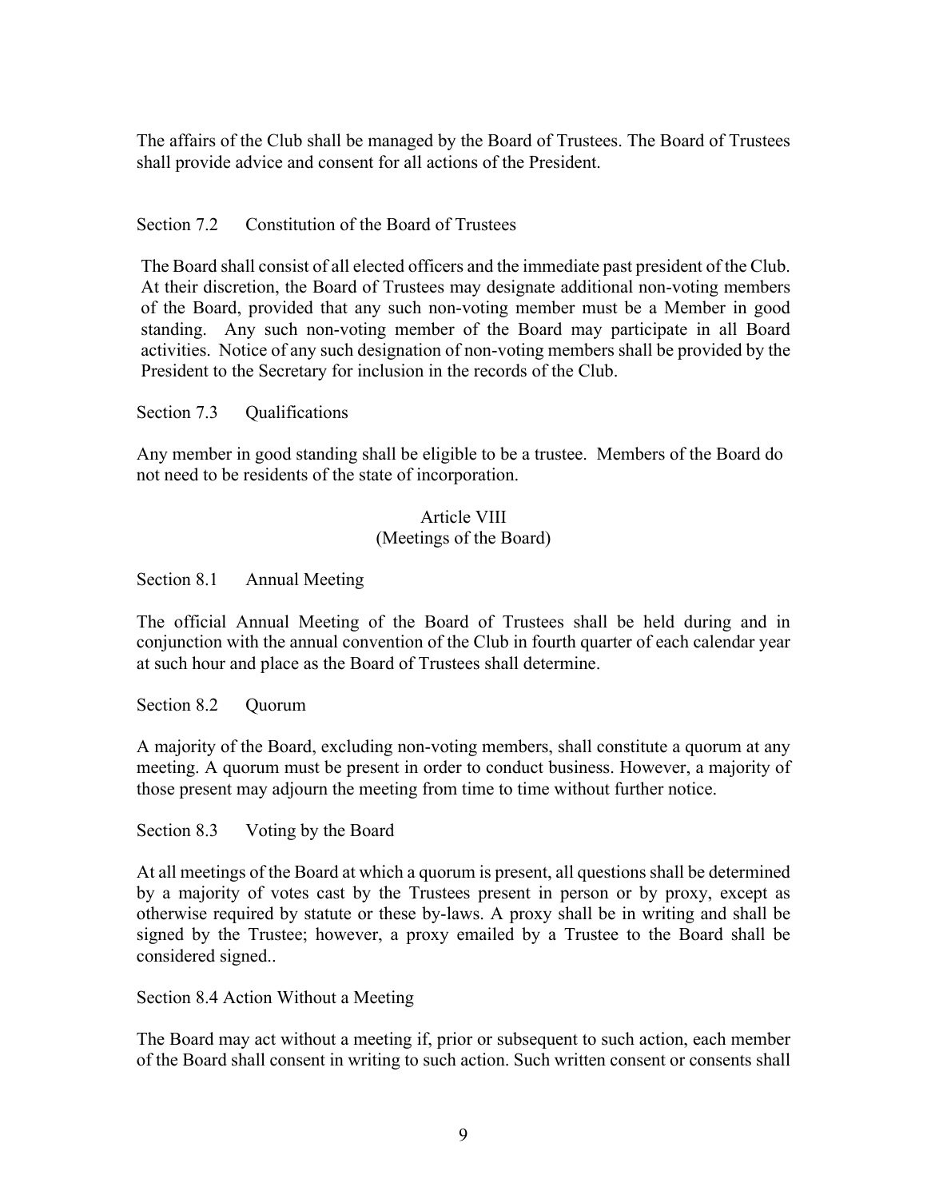The affairs of the Club shall be managed by the Board of Trustees. The Board of Trustees shall provide advice and consent for all actions of the President.

Section 7.2 Constitution of the Board of Trustees

The Board shall consist of all elected officers and the immediate past president of the Club. At their discretion, the Board of Trustees may designate additional non-voting members of the Board, provided that any such non-voting member must be a Member in good standing. Any such non-voting member of the Board may participate in all Board activities. Notice of any such designation of non-voting members shall be provided by the President to the Secretary for inclusion in the records of the Club.

Section 7.3 Qualifications

Any member in good standing shall be eligible to be a trustee. Members of the Board do not need to be residents of the state of incorporation.

## Article VIII
## (Meetings of the Board)

Section 8.1 Annual Meeting

The official Annual Meeting of the Board of Trustees shall be held during and in conjunction with the annual convention of the Club in fourth quarter of each calendar year at such hour and place as the Board of Trustees shall determine.

Section 8.2 Quorum

A majority of the Board, excluding non-voting members, shall constitute a quorum at any meeting. A quorum must be present in order to conduct business. However, a majority of those present may adjourn the meeting from time to time without further notice.

Section 8.3 Voting by the Board

At all meetings of the Board at which a quorum is present, all questions shall be determined by a majority of votes cast by the Trustees present in person or by proxy, except as otherwise required by statute or these by-laws. A proxy shall be in writing and shall be signed by the Trustee; however, a proxy emailed by a Trustee to the Board shall be considered signed..

Section 8.4 Action Without a Meeting

The Board may act without a meeting if, prior or subsequent to such action, each member of the Board shall consent in writing to such action. Such written consent or consents shall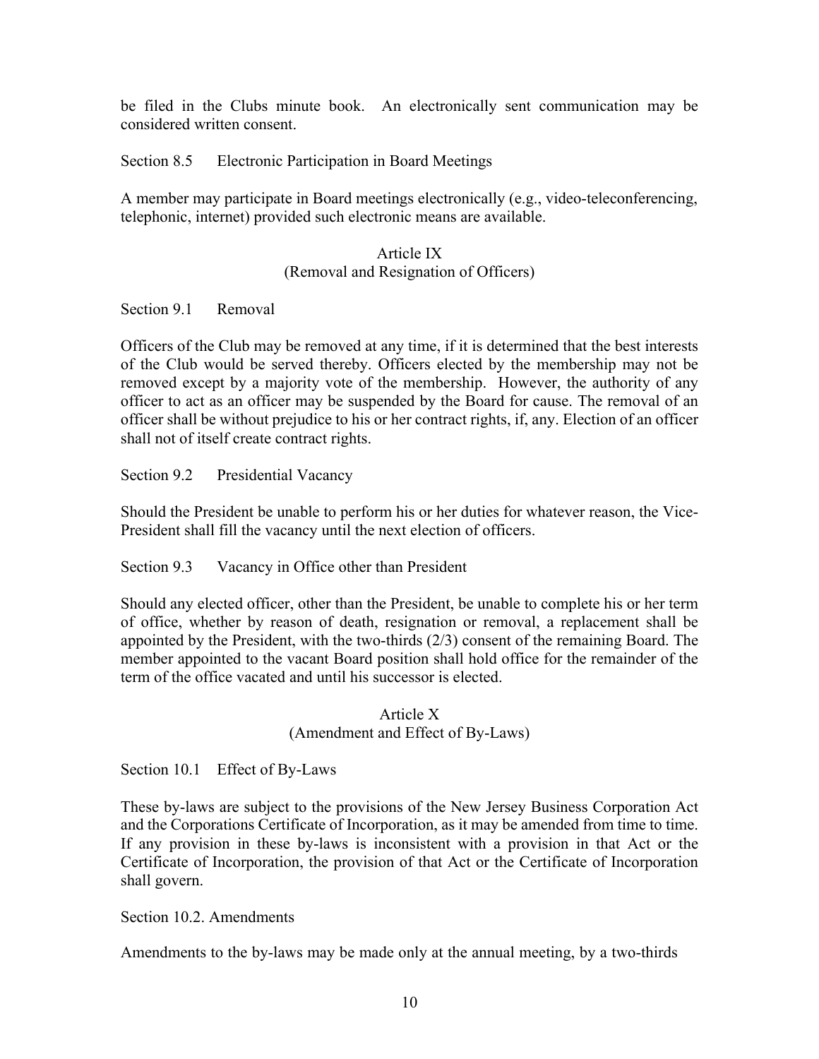be filed in the Clubs minute book. An electronically sent communication may be considered written consent.

Section 8.5 Electronic Participation in Board Meetings

A member may participate in Board meetings electronically (e.g., video-teleconferencing, telephonic, internet) provided such electronic means are available.

## Article IX
## (Removal and Resignation of Officers)

Section 9.1 Removal

Officers of the Club may be removed at any time, if it is determined that the best interests of the Club would be served thereby. Officers elected by the membership may not be removed except by a majority vote of the membership. However, the authority of any officer to act as an officer may be suspended by the Board for cause. The removal of an officer shall be without prejudice to his or her contract rights, if, any. Election of an officer shall not of itself create contract rights.

Section 9.2 Presidential Vacancy

Should the President be unable to perform his or her duties for whatever reason, the Vice-President shall fill the vacancy until the next election of officers.

Section 9.3 Vacancy in Office other than President

Should any elected officer, other than the President, be unable to complete his or her term of office, whether by reason of death, resignation or removal, a replacement shall be appointed by the President, with the two-thirds (2/3) consent of the remaining Board. The member appointed to the vacant Board position shall hold office for the remainder of the term of the office vacated and until his successor is elected.

## Article X
## (Amendment and Effect of By-Laws)

Section 10.1 Effect of By-Laws

These by-laws are subject to the provisions of the New Jersey Business Corporation Act and the Corporations Certificate of Incorporation, as it may be amended from time to time. If any provision in these by-laws is inconsistent with a provision in that Act or the Certificate of Incorporation, the provision of that Act or the Certificate of Incorporation shall govern.

Section 10.2. Amendments

Amendments to the by-laws may be made only at the annual meeting, by a two-thirds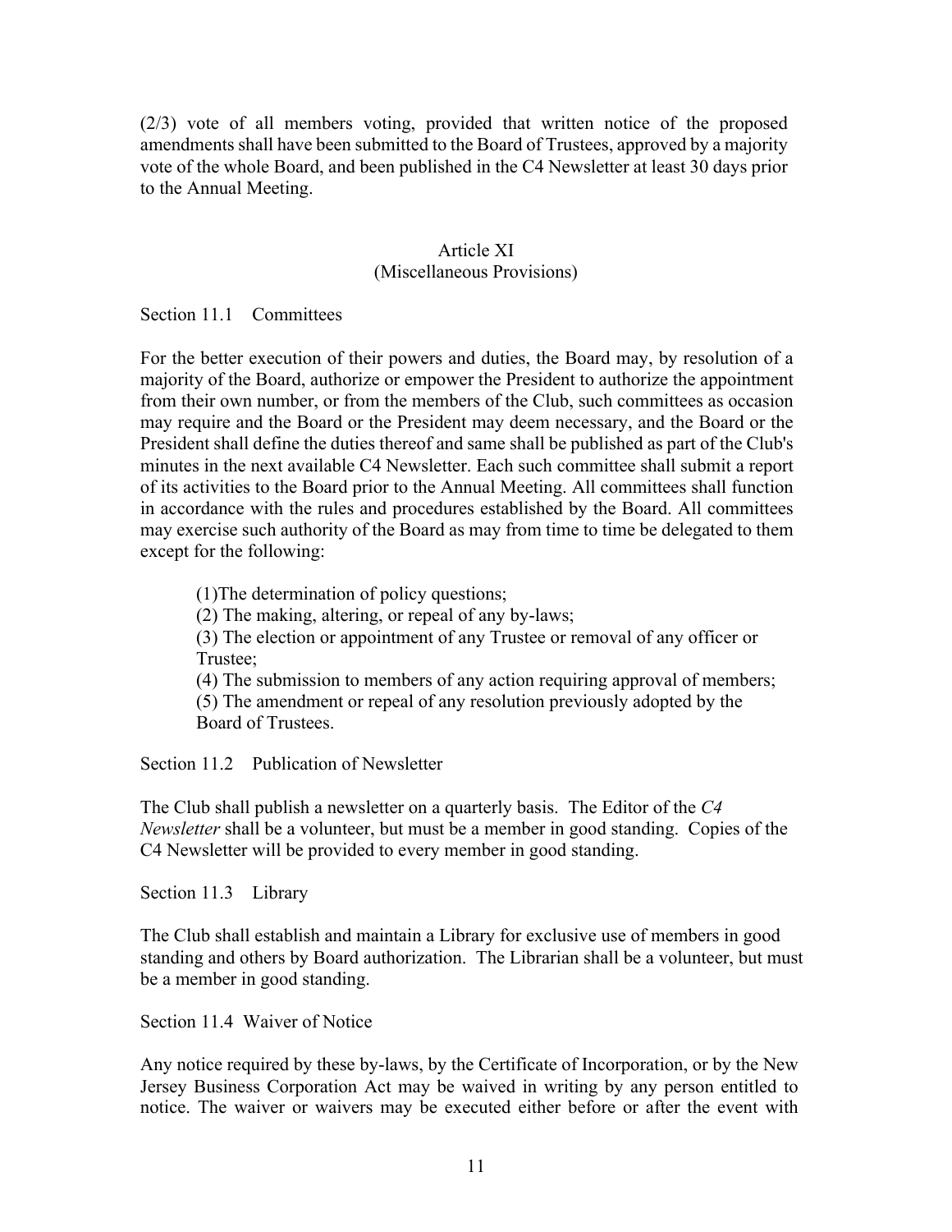(2/3) vote of all members voting, provided that written notice of the proposed amendments shall have been submitted to the Board of Trustees, approved by a majority vote of the whole Board, and been published in the C4 Newsletter at least 30 days prior to the Annual Meeting.

## Article XI
### (Miscellaneous Provisions)

Section 11.1 Committees

For the better execution of their powers and duties, the Board may, by resolution of a majority of the Board, authorize or empower the President to authorize the appointment from their own number, or from the members of the Club, such committees as occasion may require and the Board or the President may deem necessary, and the Board or the President shall define the duties thereof and same shall be published as part of the Club's minutes in the next available C4 Newsletter. Each such committee shall submit a report of its activities to the Board prior to the Annual Meeting. All committees shall function in accordance with the rules and procedures established by the Board. All committees may exercise such authority of the Board as may from time to time be delegated to them except for the following:

(1)The determination of policy questions;
(2) The making, altering, or repeal of any by-laws;
(3) The election or appointment of any Trustee or removal of any officer or Trustee;
(4) The submission to members of any action requiring approval of members;
(5) The amendment or repeal of any resolution previously adopted by the Board of Trustees.

Section 11.2 Publication of Newsletter

The Club shall publish a newsletter on a quarterly basis. The Editor of the *C4 Newsletter* shall be a volunteer, but must be a member in good standing. Copies of the C4 Newsletter will be provided to every member in good standing.

Section 11.3 Library

The Club shall establish and maintain a Library for exclusive use of members in good standing and others by Board authorization. The Librarian shall be a volunteer, but must be a member in good standing.

Section 11.4 Waiver of Notice

Any notice required by these by-laws, by the Certificate of Incorporation, or by the New Jersey Business Corporation Act may be waived in writing by any person entitled to notice. The waiver or waivers may be executed either before or after the event with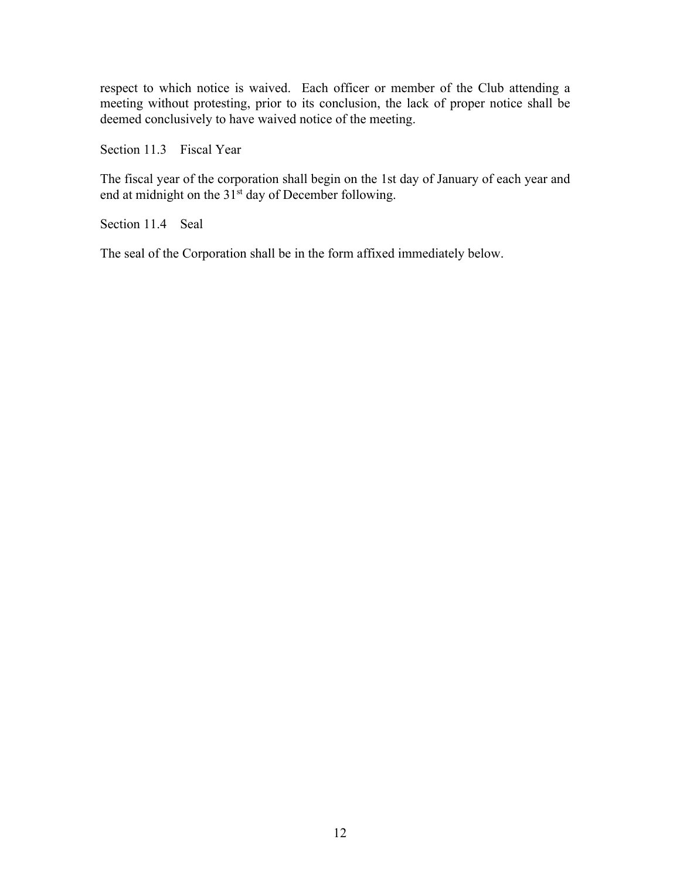respect to which notice is waived. Each officer or member of the Club attending a meeting without protesting, prior to its conclusion, the lack of proper notice shall be deemed conclusively to have waived notice of the meeting.

Section 11.3 Fiscal Year

The fiscal year of the corporation shall begin on the 1st day of January of each year and end at midnight on the 31st day of December following.

Section 11.4 Seal

The seal of the Corporation shall be in the form affixed immediately below.